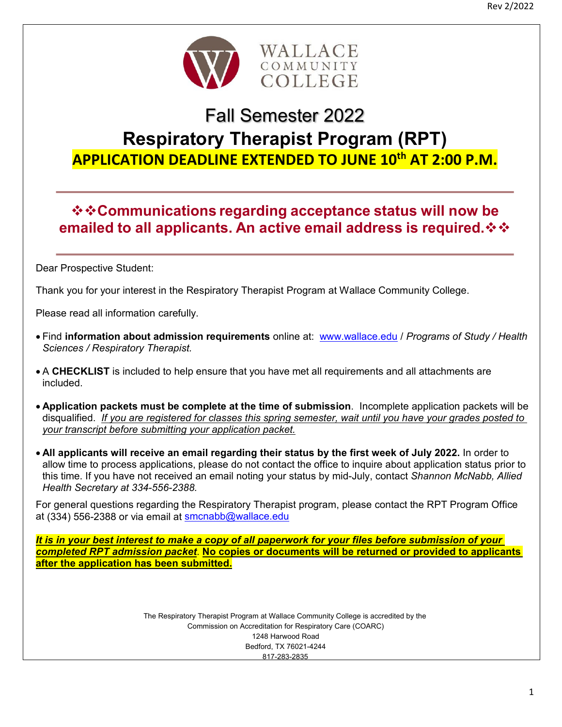WALLACE COMMUNITY COLLEGE

# Fall Semester 2022

# Respiratory Therapist Program (RPT)

## APPLICATION DEADLINE EXTENDED TO JUNE 10th AT 2:00 P.M.

---

**❖❖Communications regarding acceptance status will now be emailed to all applicants. An active email address is required.❖❖**

---

Dear Prospective Student:

Thank you for your interest in the Respiratory Therapist Program at Wallace Community College.

Please read all information carefully.

- Find **information about admission requirements** online at: www.wallace.edu / *Programs of Study / Health Sciences / Respiratory Therapist.*
- A **CHECKLIST** is included to help ensure that you have met all requirements and all attachments are included.
- **Application packets must be complete at the time of submission**. Incomplete application packets will be disqualified. *If you are registered for classes this spring semester, wait until you have your grades posted to your transcript before submitting your application packet.*
- **All applicants will receive an email regarding their status by the first week of July 2022.** In order to allow time to process applications, please do not contact the office to inquire about application status prior to this time. If you have not received an email noting your status by mid-July, contact *Shannon McNabb, Allied Health Secretary at 334-556-2388.*

For general questions regarding the Respiratory Therapist program, please contact the RPT Program Office at (334) 556-2388 or via email at smcnabb@wallace.edu

***It is in your best interest to make a copy of all paperwork for your files before submission of your completed RPT admission packet*. No copies or documents will be returned or provided to applicants after the application has been submitted.**

The Respiratory Therapist Program at Wallace Community College is accredited by the
Commission on Accreditation for Respiratory Care (COARC)
1248 Harwood Road
Bedford, TX 76021-4244
817-283-2835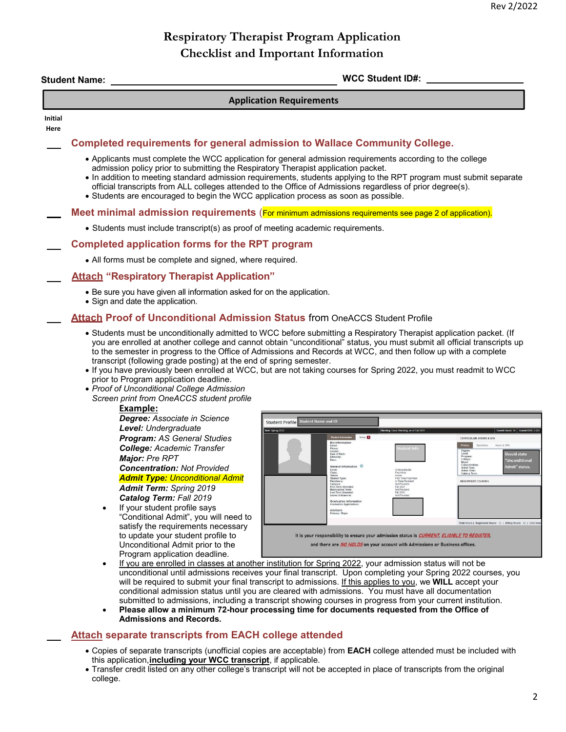Rev 2/2022

# Respiratory Therapist Program Application Checklist and Important Information

**Student Name:** ______________________________ **WCC Student ID#:** __________________

## Application Requirements

**Initial Here**

___ **Completed requirements for general admission to Wallace Community College.**

- Applicants must complete the WCC application for general admission requirements according to the college admission policy prior to submitting the Respiratory Therapist application packet.
- In addition to meeting standard admission requirements, students applying to the RPT program must submit separate official transcripts from ALL colleges attended to the Office of Admissions regardless of prior degree(s).
- Students are encouraged to begin the WCC application process as soon as possible.

___ **Meet minimal admission requirements** (For minimum admissions requirements see page 2 of application).

- Students must include transcript(s) as proof of meeting academic requirements.

___ **Completed application forms for the RPT program**

- All forms must be complete and signed, where required.

___ **Attach "Respiratory Therapist Application"**

- Be sure you have given all information asked for on the application.
- Sign and date the application.

___ **Attach Proof of Unconditional Admission Status** from OneACCS Student Profile

- Students must be unconditionally admitted to WCC before submitting a Respiratory Therapist application packet. (If you are enrolled at another college and cannot obtain "unconditional" status, you must submit all official transcripts up to the semester in progress to the Office of Admissions and Records at WCC, and then follow up with a complete transcript (following grade posting) at the end of spring semester.
- If you have previously been enrolled at WCC, but are not taking courses for Spring 2022, you must readmit to WCC prior to Program application deadline.
- *Proof of Unconditional College Admission*
  *Screen print from OneACCS student profile*

  **Example:**
  ***Degree:*** *Associate in Science*
  ***Level:*** *Undergraduate*
  ***Program:*** *AS General Studies*
  ***College:*** *Academic Transfer*
  ***Major:*** *Pre RPT*
  ***Concentration:*** *Not Provided*
  ***Admit Type:*** *Unconditional Admit*
  ***Admit Term:*** *Spring 2019*
  ***Catalog Term:*** *Fall 2019*

  - If your student profile says "Conditional Admit", you will need to satisfy the requirements necessary to update your student profile to Unconditional Admit prior to the Program application deadline.
  - If you are enrolled in classes at another institution for Spring 2022, your admission status will not be unconditional until admissions receives your final transcript. Upon completing your Spring 2022 courses, you will be required to submit your final transcript to admissions. If this applies to you, we **WILL** accept your conditional admission status until you are cleared with admissions. You must have all documentation submitted to admissions, including a transcript showing courses in progress from your current institution.
  - **Please allow a minimum 72-hour processing time for documents requested from the Office of Admissions and Records.**

___ **Attach separate transcripts from EACH college attended**

- Copies of separate transcripts (unofficial copies are acceptable) from **EACH** college attended must be included with this application, **including your WCC transcript**, if applicable.
- Transfer credit listed on any other college's transcript will not be accepted in place of transcripts from the original college.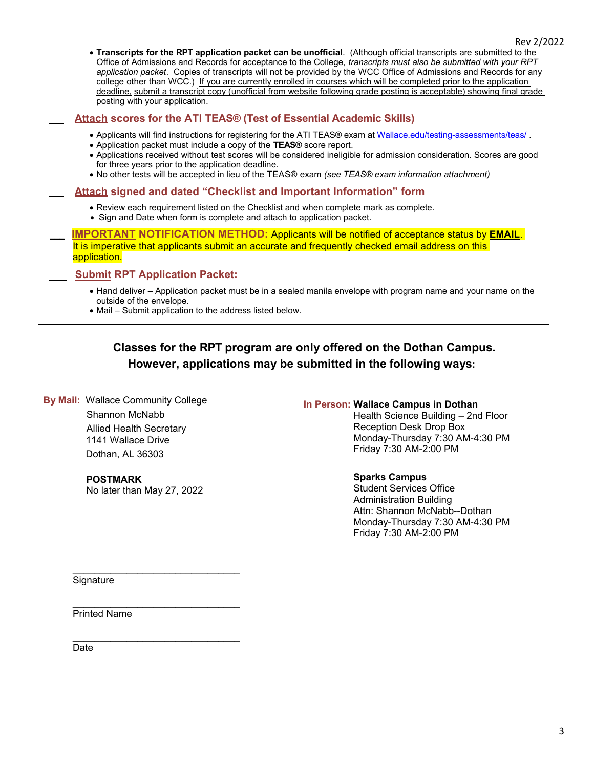- **Transcripts for the RPT application packet can be unofficial**. (Although official transcripts are submitted to the Office of Admissions and Records for acceptance to the College, *transcripts must also be submitted with your RPT application packet*. Copies of transcripts will not be provided by the WCC Office of Admissions and Records for any college other than WCC.) If you are currently enrolled in courses which will be completed prior to the application deadline, submit a transcript copy (unofficial from website following grade posting is acceptable) showing final grade posting with your application.

___ **Attach scores for the ATI TEAS® (Test of Essential Academic Skills)**

- Applicants will find instructions for registering for the ATI TEAS® exam at Wallace.edu/testing-assessments/teas/ .
- Application packet must include a copy of the **TEAS®** score report.
- Applications received without test scores will be considered ineligible for admission consideration. Scores are good for three years prior to the application deadline.
- No other tests will be accepted in lieu of the TEAS® exam *(see TEAS® exam information attachment)*

___ **Attach signed and dated "Checklist and Important Information" form**

- Review each requirement listed on the Checklist and when complete mark as complete.
- Sign and Date when form is complete and attach to application packet.

___ **IMPORTANT NOTIFICATION METHOD:** Applicants will be notified of acceptance status by **EMAIL**. It is imperative that applicants submit an accurate and frequently checked email address on this application.

___ **Submit RPT Application Packet:**

- Hand deliver – Application packet must be in a sealed manila envelope with program name and your name on the outside of the envelope.
- Mail – Submit application to the address listed below.

---

**Classes for the RPT program are only offered on the Dothan Campus. However, applications may be submitted in the following ways:**

**By Mail:** Wallace Community College
Shannon McNabb
Allied Health Secretary
1141 Wallace Drive
Dothan, AL 36303

**POSTMARK**
No later than May 27, 2022

**In Person:** **Wallace Campus in Dothan**
Health Science Building – 2nd Floor
Reception Desk Drop Box
Monday-Thursday 7:30 AM-4:30 PM
Friday 7:30 AM-2:00 PM

**Sparks Campus**
Student Services Office
Administration Building
Attn: Shannon McNabb--Dothan
Monday-Thursday 7:30 AM-4:30 PM
Friday 7:30 AM-2:00 PM

_______________________________
Signature

_______________________________
Printed Name

_______________________________
Date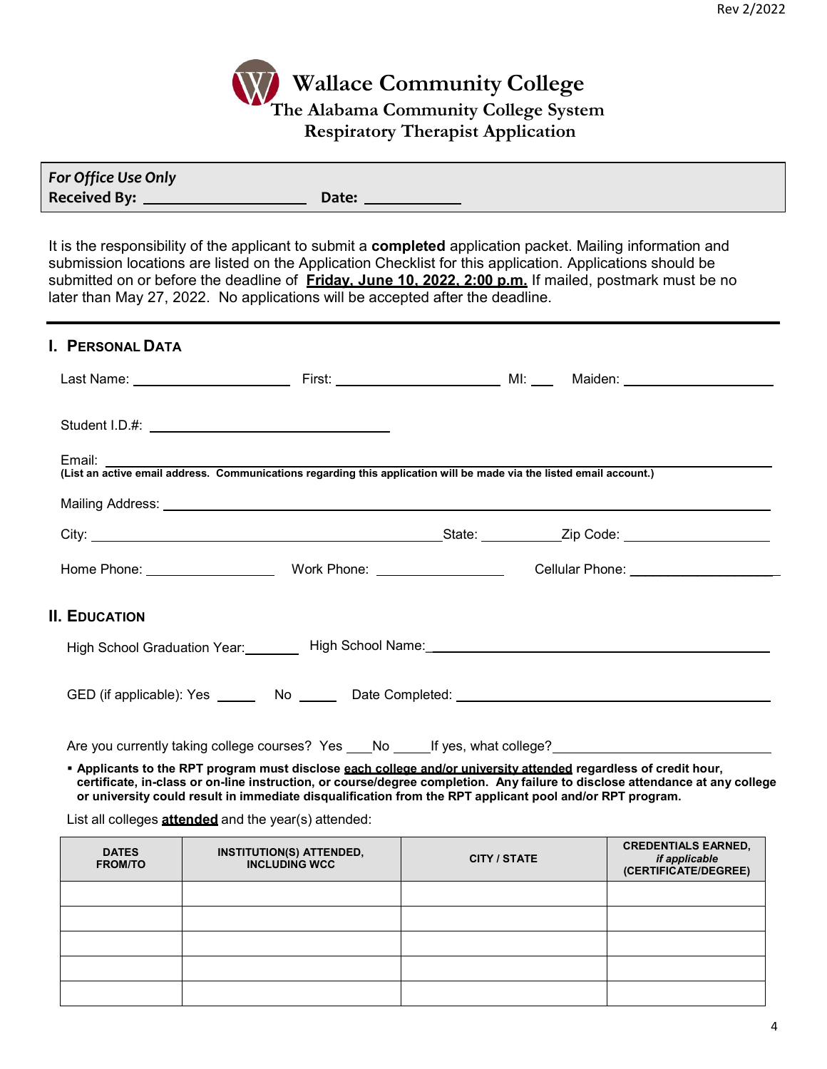# Wallace Community College

## The Alabama Community College System

## Respiratory Therapist Application

*For Office Use Only*

**Received By:** ____________________ **Date:** ____________

It is the responsibility of the applicant to submit a **completed** application packet. Mailing information and submission locations are listed on the Application Checklist for this application. Applications should be submitted on or before the deadline of **Friday, June 10, 2022, 2:00 p.m.** If mailed, postmark must be no later than May 27, 2022. No applications will be accepted after the deadline.

## I. Personal Data

Last Name: ____________________ First: ____________________ MI: ___ Maiden: ____________________

Student I.D.#: ______________________________

Email: ________________________________________________________________

**(List an active email address. Communications regarding this application will be made via the listed email account.)**

Mailing Address: ________________________________________________________________

City: ________________________________________ State: __________ Zip Code: ____________________

Home Phone: ________________ Work Phone: ________________ Cellular Phone: ____________________

## II. Education

High School Graduation Year: _______ High School Name: ________________________________________

GED (if applicable): Yes _____ No _____ Date Completed: ________________________________________

Are you currently taking college courses? Yes ___No _____If yes, what college? ____________________________

- **Applicants to the RPT program must disclose each college and/or university attended regardless of credit hour, certificate, in-class or on-line instruction, or course/degree completion. Any failure to disclose attendance at any college or university could result in immediate disqualification from the RPT applicant pool and/or RPT program.**

List all colleges **attended** and the year(s) attended:

| DATES FROM/TO | INSTITUTION(S) ATTENDED, INCLUDING WCC | CITY / STATE | CREDENTIALS EARNED, *if applicable* (CERTIFICATE/DEGREE) |
|---|---|---|---|
| | | | |
| | | | |
| | | | |
| | | | |
| | | | |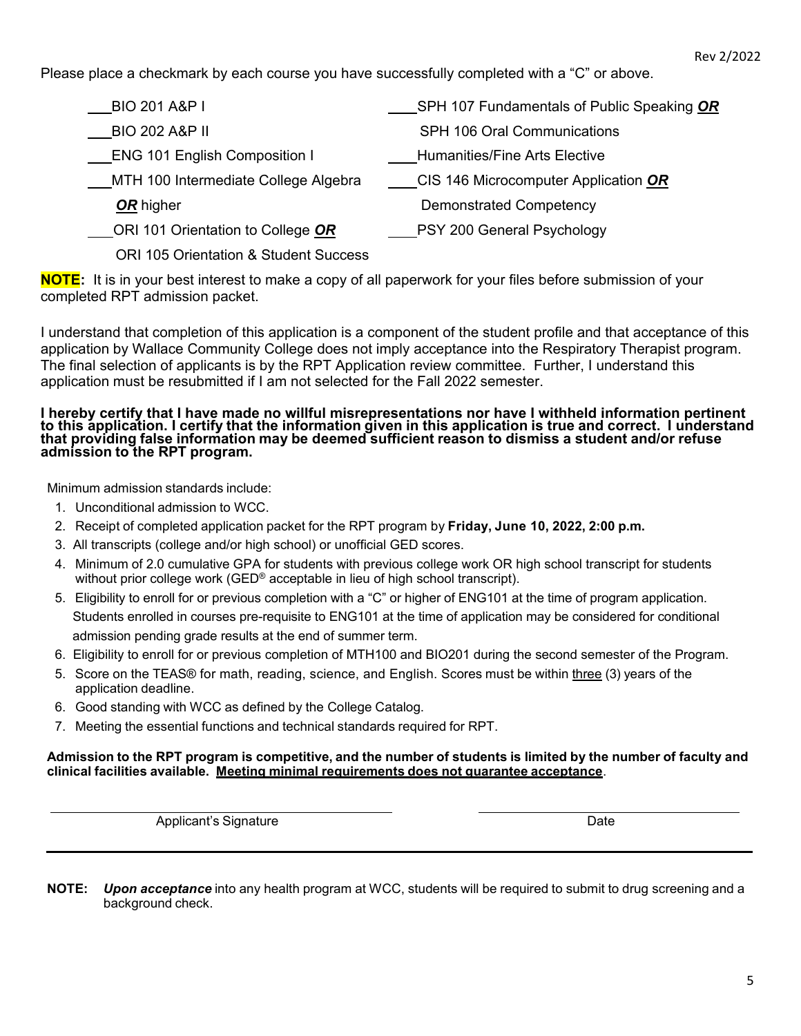Please place a checkmark by each course you have successfully completed with a "C" or above.

___BIO 201 A&P I

___BIO 202 A&P II

___ENG 101 English Composition I

___MTH 100 Intermediate College Algebra ***OR*** higher

___ORI 101 Orientation to College ***OR*** ORI 105 Orientation & Student Success

___SPH 107 Fundamentals of Public Speaking ***OR*** SPH 106 Oral Communications

___Humanities/Fine Arts Elective

___CIS 146 Microcomputer Application ***OR*** Demonstrated Competency

___PSY 200 General Psychology

**NOTE:** It is in your best interest to make a copy of all paperwork for your files before submission of your completed RPT admission packet.

I understand that completion of this application is a component of the student profile and that acceptance of this application by Wallace Community College does not imply acceptance into the Respiratory Therapist program. The final selection of applicants is by the RPT Application review committee. Further, I understand this application must be resubmitted if I am not selected for the Fall 2022 semester.

**I hereby certify that I have made no willful misrepresentations nor have I withheld information pertinent to this application. I certify that the information given in this application is true and correct. I understand that providing false information may be deemed sufficient reason to dismiss a student and/or refuse admission to the RPT program.**

Minimum admission standards include:

1. Unconditional admission to WCC.
2. Receipt of completed application packet for the RPT program by **Friday, June 10, 2022, 2:00 p.m.**
3. All transcripts (college and/or high school) or unofficial GED scores.
4. Minimum of 2.0 cumulative GPA for students with previous college work OR high school transcript for students without prior college work (GED® acceptable in lieu of high school transcript).
5. Eligibility to enroll for or previous completion with a "C" or higher of ENG101 at the time of program application. Students enrolled in courses pre-requisite to ENG101 at the time of application may be considered for conditional admission pending grade results at the end of summer term.
6. Eligibility to enroll for or previous completion of MTH100 and BIO201 during the second semester of the Program.
5. Score on the TEAS® for math, reading, science, and English. Scores must be within three (3) years of the application deadline.
6. Good standing with WCC as defined by the College Catalog.
7. Meeting the essential functions and technical standards required for RPT.

**Admission to the RPT program is competitive, and the number of students is limited by the number of faculty and clinical facilities available. Meeting minimal requirements does not guarantee acceptance**.

_______________________________ Applicant's Signature

_______________________________ Date

**NOTE:** ***Upon acceptance*** into any health program at WCC, students will be required to submit to drug screening and a background check.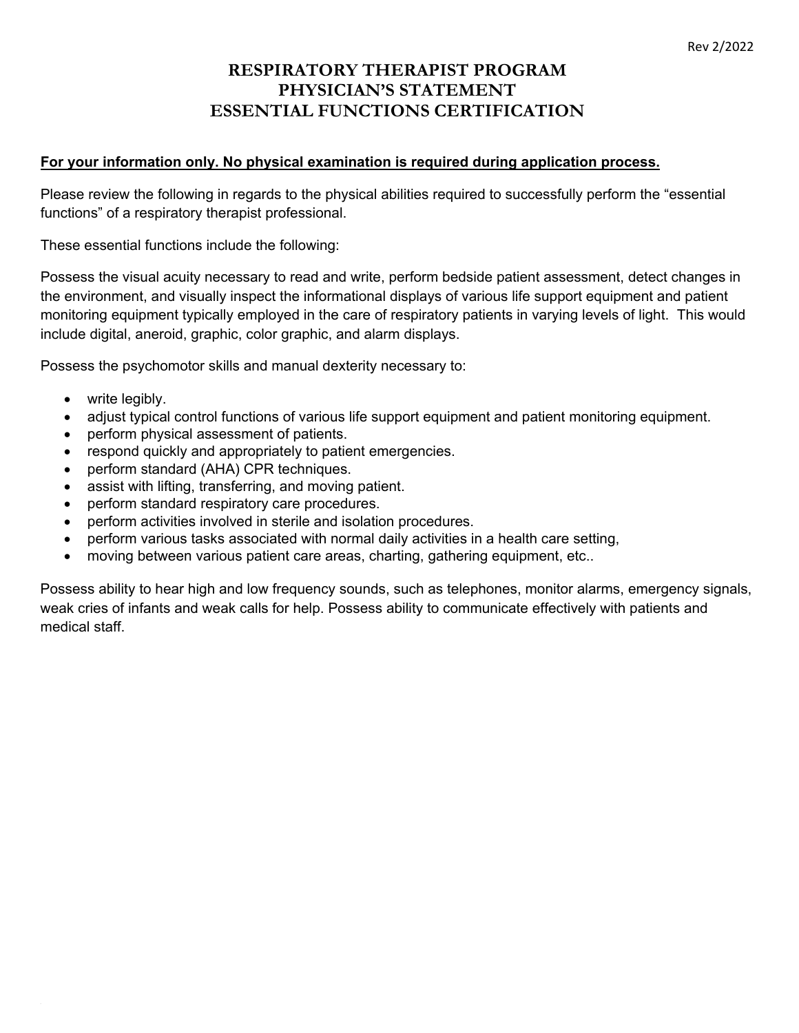# RESPIRATORY THERAPIST PROGRAM
# PHYSICIAN'S STATEMENT
# ESSENTIAL FUNCTIONS CERTIFICATION

**For your information only. No physical examination is required during application process.**

Please review the following in regards to the physical abilities required to successfully perform the "essential functions" of a respiratory therapist professional.

These essential functions include the following:

Possess the visual acuity necessary to read and write, perform bedside patient assessment, detect changes in the environment, and visually inspect the informational displays of various life support equipment and patient monitoring equipment typically employed in the care of respiratory patients in varying levels of light. This would include digital, aneroid, graphic, color graphic, and alarm displays.

Possess the psychomotor skills and manual dexterity necessary to:

- write legibly.
- adjust typical control functions of various life support equipment and patient monitoring equipment.
- perform physical assessment of patients.
- respond quickly and appropriately to patient emergencies.
- perform standard (AHA) CPR techniques.
- assist with lifting, transferring, and moving patient.
- perform standard respiratory care procedures.
- perform activities involved in sterile and isolation procedures.
- perform various tasks associated with normal daily activities in a health care setting,
- moving between various patient care areas, charting, gathering equipment, etc..

Possess ability to hear high and low frequency sounds, such as telephones, monitor alarms, emergency signals, weak cries of infants and weak calls for help. Possess ability to communicate effectively with patients and medical staff.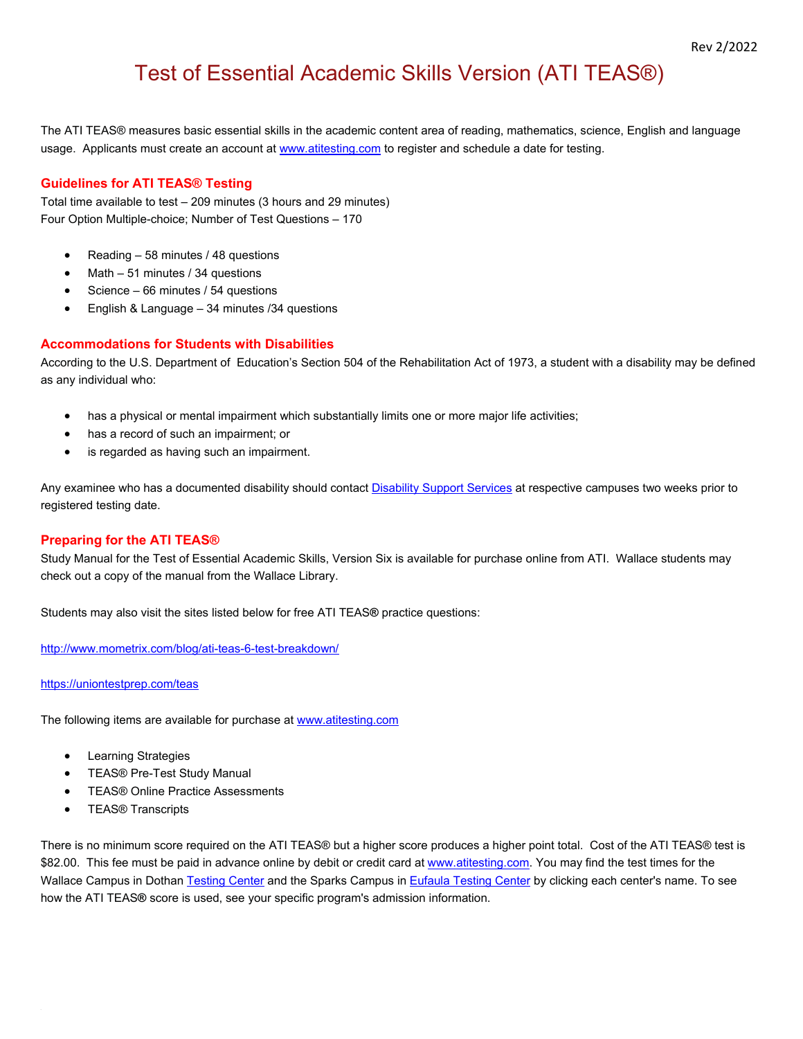# Test of Essential Academic Skills Version (ATI TEAS®)

The ATI TEAS® measures basic essential skills in the academic content area of reading, mathematics, science, English and language usage. Applicants must create an account at [www.atitesting.com](http://www.atitesting.com) to register and schedule a date for testing.

## Guidelines for ATI TEAS® Testing

Total time available to test – 209 minutes (3 hours and 29 minutes)
Four Option Multiple-choice; Number of Test Questions – 170

- Reading – 58 minutes / 48 questions
- Math – 51 minutes / 34 questions
- Science – 66 minutes / 54 questions
- English & Language – 34 minutes /34 questions

## Accommodations for Students with Disabilities

According to the U.S. Department of Education's Section 504 of the Rehabilitation Act of 1973, a student with a disability may be defined as any individual who:

- has a physical or mental impairment which substantially limits one or more major life activities;
- has a record of such an impairment; or
- is regarded as having such an impairment.

Any examinee who has a documented disability should contact Disability Support Services at respective campuses two weeks prior to registered testing date.

## Preparing for the ATI TEAS®

Study Manual for the Test of Essential Academic Skills, Version Six is available for purchase online from ATI. Wallace students may check out a copy of the manual from the Wallace Library.

Students may also visit the sites listed below for free ATI TEAS® practice questions:

http://www.mometrix.com/blog/ati-teas-6-test-breakdown/

https://uniontestprep.com/teas

The following items are available for purchase at [www.atitesting.com](http://www.atitesting.com)

- Learning Strategies
- TEAS® Pre-Test Study Manual
- TEAS® Online Practice Assessments
- TEAS® Transcripts

There is no minimum score required on the ATI TEAS® but a higher score produces a higher point total. Cost of the ATI TEAS® test is $82.00. This fee must be paid in advance online by debit or credit card at [www.atitesting.com](http://www.atitesting.com). You may find the test times for the Wallace Campus in Dothan Testing Center and the Sparks Campus in Eufaula Testing Center by clicking each center's name. To see how the ATI TEAS® score is used, see your specific program's admission information.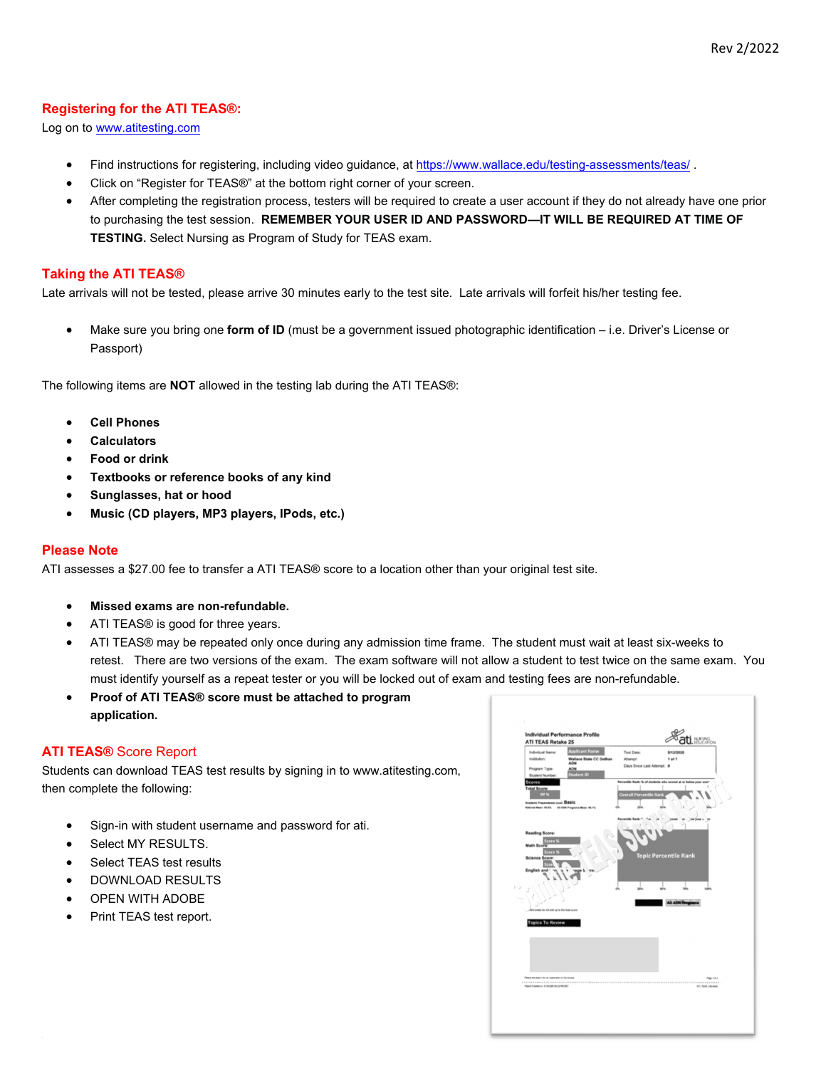Rev 2/2022

## Registering for the ATI TEAS®:

Log on to www.atitesting.com

- Find instructions for registering, including video guidance, at https://www.wallace.edu/testing-assessments/teas/ .
- Click on "Register for TEAS®" at the bottom right corner of your screen.
- After completing the registration process, testers will be required to create a user account if they do not already have one prior to purchasing the test session. **REMEMBER YOUR USER ID AND PASSWORD—IT WILL BE REQUIRED AT TIME OF TESTING.** Select Nursing as Program of Study for TEAS exam.

## Taking the ATI TEAS®

Late arrivals will not be tested, please arrive 30 minutes early to the test site. Late arrivals will forfeit his/her testing fee.

- Make sure you bring one **form of ID** (must be a government issued photographic identification – i.e. Driver's License or Passport)

The following items are **NOT** allowed in the testing lab during the ATI TEAS®:

- **Cell Phones**
- **Calculators**
- **Food or drink**
- **Textbooks or reference books of any kind**
- **Sunglasses, hat or hood**
- **Music (CD players, MP3 players, IPods, etc.)**

## Please Note

ATI assesses a $27.00 fee to transfer a ATI TEAS® score to a location other than your original test site.

- **Missed exams are non-refundable.**
- ATI TEAS® is good for three years.
- ATI TEAS® may be repeated only once during any admission time frame. The student must wait at least six-weeks to retest. There are two versions of the exam. The exam software will not allow a student to test twice on the same exam. You must identify yourself as a repeat tester or you will be locked out of exam and testing fees are non-refundable.
- **Proof of ATI TEAS® score must be attached to program application.**

## ATI TEAS® Score Report

Students can download TEAS test results by signing in to www.atitesting.com, then complete the following:

- Sign-in with student username and password for ati.
- Select MY RESULTS.
- Select TEAS test results
- DOWNLOAD RESULTS
- OPEN WITH ADOBE
- Print TEAS test report.